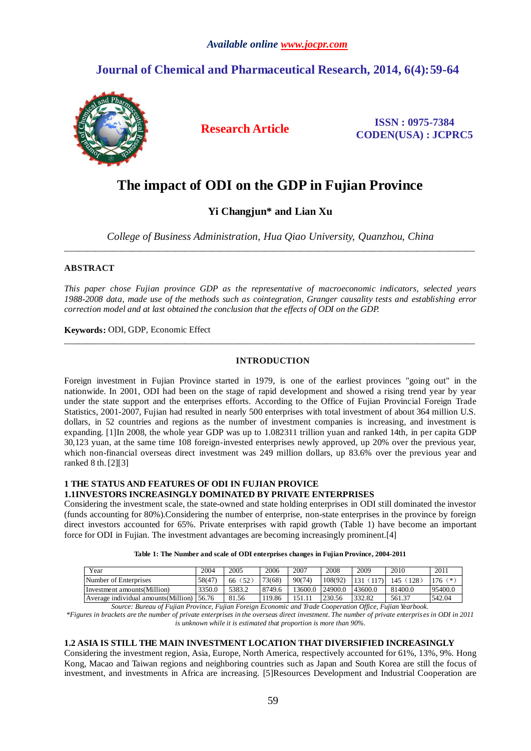*Available online www.jocpr.com*

## Journal of Chemical and Pharmaceutical Research, 2014, 6(4):59-64

**Research Article**

**ISSN : 0975-7384**
**CODEN(USA) : JCPRC5**

# The impact of ODI on the GDP in Fujian Province

**Yi Changjun\* and Lian Xu**

*College of Business Administration, Hua Qiao University, Quanzhou, China*

---

## ABSTRACT

*This paper chose Fujian province GDP as the representative of macroeconomic indicators, selected years 1988-2008 data, made use of the methods such as cointegration, Granger causality tests and establishing error correction model and at last obtained the conclusion that the effects of ODI on the GDP.*

**Keywords:** ODI, GDP, Economic Effect

---

## INTRODUCTION

Foreign investment in Fujian Province started in 1979, is one of the earliest provinces "going out" in the nationwide. In 2001, ODI had been on the stage of rapid development and showed a rising trend year by year under the state support and the enterprises efforts. According to the Office of Fujian Provincial Foreign Trade Statistics, 2001-2007, Fujian had resulted in nearly 500 enterprises with total investment of about 364 million U.S. dollars, in 52 countries and regions as the number of investment companies is increasing, and investment is expanding. [1]In 2008, the whole year GDP was up to 1.082311 trillion yuan and ranked 14th, in per capita GDP 30,123 yuan, at the same time 108 foreign-invested enterprises newly approved, up 20% over the previous year, which non-financial overseas direct investment was 249 million dollars, up 83.6% over the previous year and ranked 8 th. [2][3]

### 1 THE STATUS AND FEATURES OF ODI IN FUJIAN PROVICE

### 1.1INVESTORS INCREASINGLY DOMINATED BY PRIVATE ENTERPRISES

Considering the investment scale, the state-owned and state holding enterprises in ODI still dominated the investor (funds accounting for 80%).Considering the number of enterprise, non-state enterprises in the province by foreign direct investors accounted for 65%. Private enterprises with rapid growth (Table 1) have become an important force for ODI in Fujian. The investment advantages are becoming increasingly prominent.[4]

**Table 1: The Number and scale of ODI enterprises changes in Fujian Province, 2004-2011**

| Year | 2004 | 2005 | 2006 | 2007 | 2008 | 2009 | 2010 | 2011 |
|---|---|---|---|---|---|---|---|---|
| Number of Enterprises | 58(47) | 66（52） | 73(68) | 90(74) | 108(92) | 131（117） | 145（128） | 176（\*） |
| Investment amounts(Million) | 3350.0 | 5383.2 | 8749.6 | 13600.0 | 24900.0 | 43600.0 | 81400.0 | 95400.0 |
| Average individual amounts(Million) | 56.76 | 81.56 | 119.86 | 151.11 | 230.56 | 332.82 | 561.37 | 542.04 |

*Source: Bureau of Fujian Province, Fujian Foreign Economic and Trade Cooperation Office, Fujian Yearbook.*

*\*Figures in brackets are the number of private enterprises in the overseas direct investment. The number of private enterprises in ODI in 2011 is unknown while it is estimated that proportion is more than 90%.*

### 1.2 ASIA IS STILL THE MAIN INVESTMENT LOCATION THAT DIVERSIFIED INCREASINGLY

Considering the investment region, Asia, Europe, North America, respectively accounted for 61%, 13%, 9%. Hong Kong, Macao and Taiwan regions and neighboring countries such as Japan and South Korea are still the focus of investment, and investments in Africa are increasing. [5]Resources Development and Industrial Cooperation are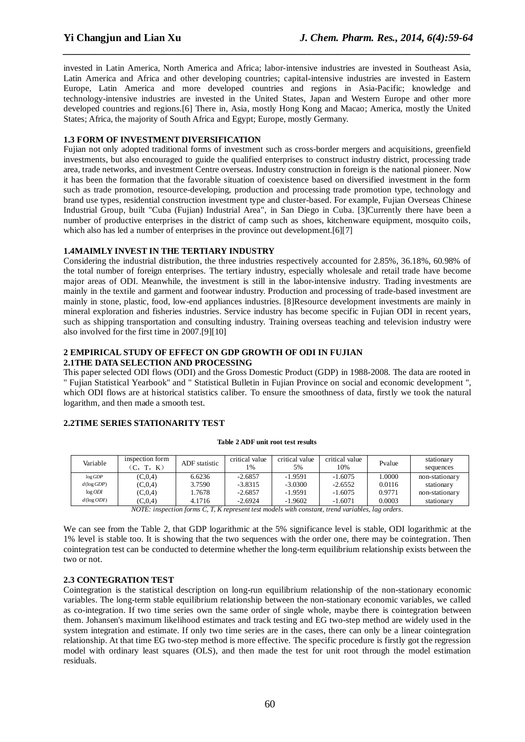invested in Latin America, North America and Africa; labor-intensive industries are invested in Southeast Asia, Latin America and Africa and other developing countries; capital-intensive industries are invested in Eastern Europe, Latin America and more developed countries and regions in Asia-Pacific; knowledge and technology-intensive industries are invested in the United States, Japan and Western Europe and other more developed countries and regions.[6] There in, Asia, mostly Hong Kong and Macao; America, mostly the United States; Africa, the majority of South Africa and Egypt; Europe, mostly Germany.

### 1.3 FORM OF INVESTMENT DIVERSIFICATION

Fujian not only adopted traditional forms of investment such as cross-border mergers and acquisitions, greenfield investments, but also encouraged to guide the qualified enterprises to construct industry district, processing trade area, trade networks, and investment Centre overseas. Industry construction in foreign is the national pioneer. Now it has been the formation that the favorable situation of coexistence based on diversified investment in the form such as trade promotion, resource-developing, production and processing trade promotion type, technology and brand use types, residential construction investment type and cluster-based. For example, Fujian Overseas Chinese Industrial Group, built "Cuba (Fujian) Industrial Area", in San Diego in Cuba. [3]Currently there have been a number of productive enterprises in the district of camp such as shoes, kitchenware equipment, mosquito coils, which also has led a number of enterprises in the province out development.[6][7]

### 1.4MAIMLY INVEST IN THE TERTIARY INDUSTRY

Considering the industrial distribution, the three industries respectively accounted for 2.85%, 36.18%, 60.98% of the total number of foreign enterprises. The tertiary industry, especially wholesale and retail trade have become major areas of ODI. Meanwhile, the investment is still in the labor-intensive industry. Trading investments are mainly in the textile and garment and footwear industry. Production and processing of trade-based investment are mainly in stone, plastic, food, low-end appliances industries. [8]Resource development investments are mainly in mineral exploration and fisheries industries. Service industry has become specific in Fujian ODI in recent years, such as shipping transportation and consulting industry. Training overseas teaching and television industry were also involved for the first time in 2007.[9][10]

## 2 EMPIRICAL STUDY OF EFFECT ON GDP GROWTH OF ODI IN FUJIAN

### 2.1THE DATA SELECTION AND PROCESSING

This paper selected ODI flows (ODI) and the Gross Domestic Product (GDP) in 1988-2008. The data are rooted in " Fujian Statistical Yearbook" and " Statistical Bulletin in Fujian Province on social and economic development ", which ODI flows are at historical statistics caliber. To ensure the smoothness of data, firstly we took the natural logarithm, and then made a smooth test.

### 2.2TIME SERIES STATIONARITY TEST

**Table 2 ADF unit root test results**

| Variable | inspection form （C，T，K） | ADF statistic | critical value 1% | critical value 5% | critical value 10% | Pvalue | stationary sequences |
|---|---|---|---|---|---|---|---|
| $\log GDP$ | (C,0,4) | 6.6236 | -2.6857 | -1.9591 | -1.6075 | 1.0000 | non-stationary |
| $d(\log GDP)$ | (C,0,4) | 3.7590 | -3.8315 | -3.0300 | -2.6552 | 0.0116 | stationary |
| $\log ODI$ | (C,0,4) | 1.7678 | -2.6857 | -1.9591 | -1.6075 | 0.9771 | non-stationary |
| $d(\log ODI)$ | (C,0,4) | 4.1716 | -2.6924 | -1.9602 | -1.6071 | 0.0003 | stationary |

*NOTE: inspection forms C, T, K represent test models with constant, trend variables, lag orders.*

We can see from the Table 2, that GDP logarithmic at the 5% significance level is stable, ODI logarithmic at the 1% level is stable too. It is showing that the two sequences with the order one, there may be cointegration. Then cointegration test can be conducted to determine whether the long-term equilibrium relationship exists between the two or not.

### 2.3 CONTEGRATION TEST

Cointegration is the statistical description on long-run equilibrium relationship of the non-stationary economic variables. The long-term stable equilibrium relationship between the non-stationary economic variables, we called as co-integration. If two time series own the same order of single whole, maybe there is cointegration between them. Johansen's maximum likelihood estimates and track testing and EG two-step method are widely used in the system integration and estimate. If only two time series are in the cases, there can only be a linear cointegration relationship. At that time EG two-step method is more effective. The specific procedure is firstly got the regression model with ordinary least squares (OLS), and then made the test for unit root through the model estimation residuals.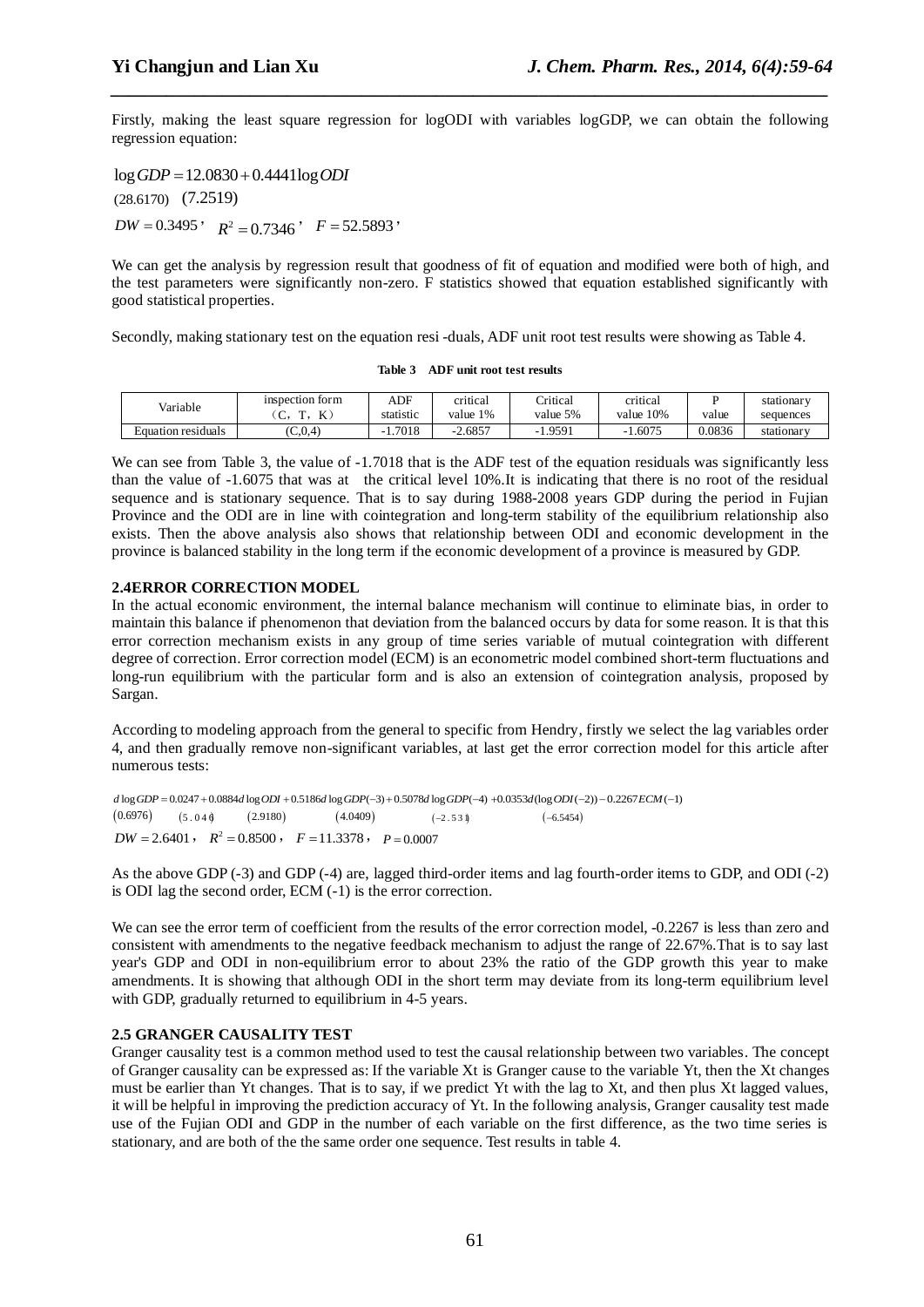Firstly, making the least square regression for logODI with variables logGDP, we can obtain the following regression equation:

$$\log GDP = 12.0830 + 0.4441 \log ODI$$

(28.6170) (7.2519)

$DW = 0.3495$, $R^2 = 0.7346$, $F = 52.5893$,

We can get the analysis by regression result that goodness of fit of equation and modified were both of high, and the test parameters were significantly non-zero. F statistics showed that equation established significantly with good statistical properties.

Secondly, making stationary test on the equation resi -duals, ADF unit root test results were showing as Table 4.

**Table 3 ADF unit root test results**

| Variable | inspection form (C，T，K) | ADF statistic | critical value 1% | Critical value 5% | critical value 10% | P value | stationary sequences |
|---|---|---|---|---|---|---|---|
| Equation residuals | (C,0,4) | -1.7018 | -2.6857 | -1.9591 | -1.6075 | 0.0836 | stationary |

We can see from Table 3, the value of -1.7018 that is the ADF test of the equation residuals was significantly less than the value of -1.6075 that was at the critical level 10%.It is indicating that there is no root of the residual sequence and is stationary sequence. That is to say during 1988-2008 years GDP during the period in Fujian Province and the ODI are in line with cointegration and long-term stability of the equilibrium relationship also exists. Then the above analysis also shows that relationship between ODI and economic development in the province is balanced stability in the long term if the economic development of a province is measured by GDP.

## 2.4ERROR CORRECTION MODEL

In the actual economic environment, the internal balance mechanism will continue to eliminate bias, in order to maintain this balance if phenomenon that deviation from the balanced occurs by data for some reason. It is that this error correction mechanism exists in any group of time series variable of mutual cointegration with different degree of correction. Error correction model (ECM) is an econometric model combined short-term fluctuations and long-run equilibrium with the particular form and is also an extension of cointegration analysis, proposed by Sargan.

According to modeling approach from the general to specific from Hendry, firstly we select the lag variables order 4, and then gradually remove non-significant variables, at last get the error correction model for this article after numerous tests:

$$d\log GDP = 0.0247 + 0.0884 d\log ODI + 0.5186 d\log GDP(-3) + 0.5078 d\log GDP(-4) + 0.0353 d(\log ODI(-2)) - 0.2267 ECM(-1)$$

(0.6976) (5.046) (2.9180) (4.0409) (−2.531) (−6.5454)

$DW = 2.6401$, $R^2 = 0.8500$, $F = 11.3378$, $P = 0.0007$

As the above GDP (-3) and GDP (-4) are, lagged third-order items and lag fourth-order items to GDP, and ODI (-2) is ODI lag the second order, ECM (-1) is the error correction.

We can see the error term of coefficient from the results of the error correction model, -0.2267 is less than zero and consistent with amendments to the negative feedback mechanism to adjust the range of 22.67%.That is to say last year's GDP and ODI in non-equilibrium error to about 23% the ratio of the GDP growth this year to make amendments. It is showing that although ODI in the short term may deviate from its long-term equilibrium level with GDP, gradually returned to equilibrium in 4-5 years.

## 2.5 GRANGER CAUSALITY TEST

Granger causality test is a common method used to test the causal relationship between two variables. The concept of Granger causality can be expressed as: If the variable Xt is Granger cause to the variable Yt, then the Xt changes must be earlier than Yt changes. That is to say, if we predict Yt with the lag to Xt, and then plus Xt lagged values, it will be helpful in improving the prediction accuracy of Yt. In the following analysis, Granger causality test made use of the Fujian ODI and GDP in the number of each variable on the first difference, as the two time series is stationary, and are both of the the same order one sequence. Test results in table 4.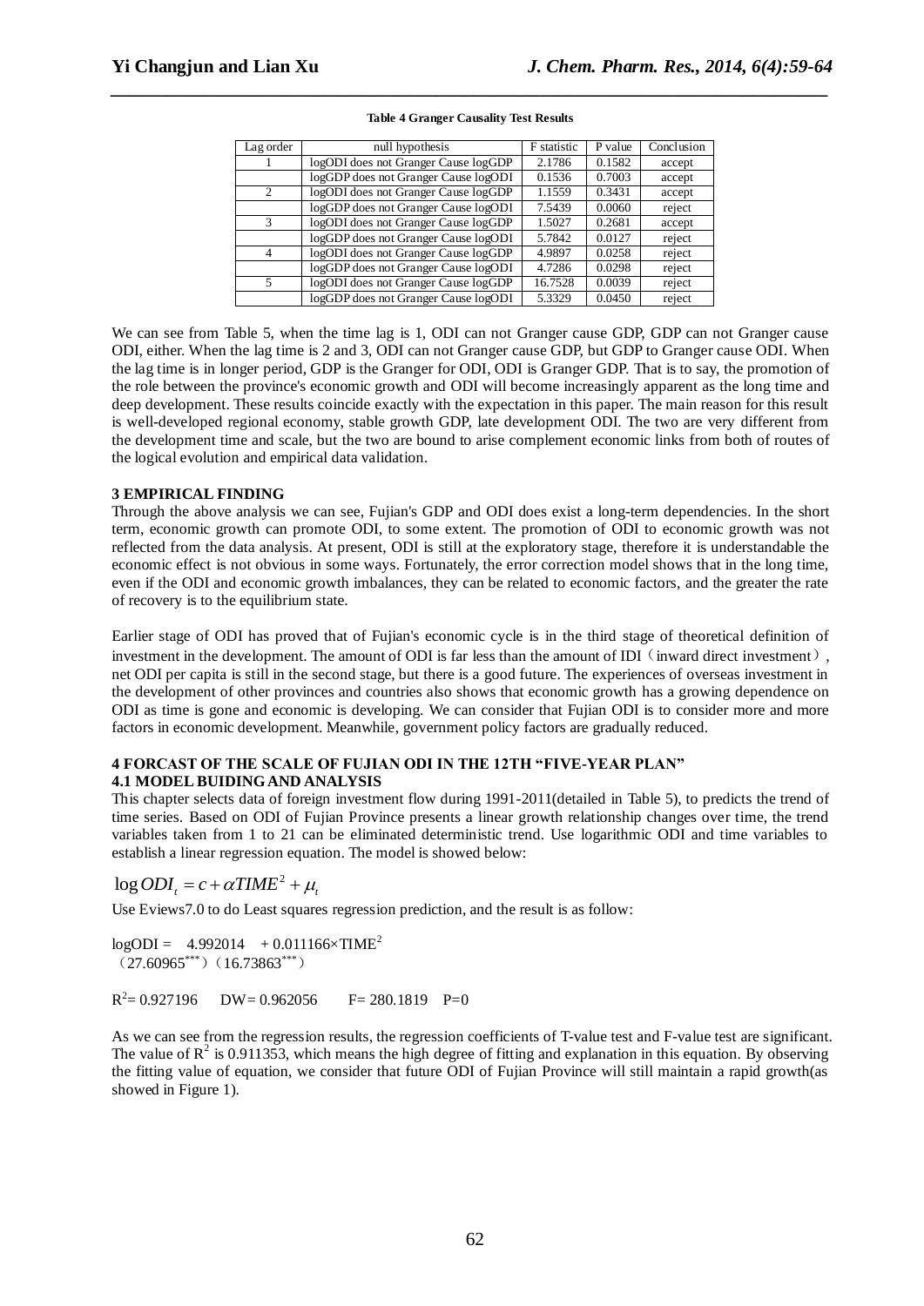**Table 4 Granger Causality Test Results**

| Lag order | null hypothesis | F statistic | P value | Conclusion |
|---|---|---|---|---|
| 1 | logODI does not Granger Cause logGDP | 2.1786 | 0.1582 | accept |
| | logGDP does not Granger Cause logODI | 0.1536 | 0.7003 | accept |
| 2 | logODI does not Granger Cause logGDP | 1.1559 | 0.3431 | accept |
| | logGDP does not Granger Cause logODI | 7.5439 | 0.0060 | reject |
| 3 | logODI does not Granger Cause logGDP | 1.5027 | 0.2681 | accept |
| | logGDP does not Granger Cause logODI | 5.7842 | 0.0127 | reject |
| 4 | logODI does not Granger Cause logGDP | 4.9897 | 0.0258 | reject |
| | logGDP does not Granger Cause logODI | 4.7286 | 0.0298 | reject |
| 5 | logODI does not Granger Cause logGDP | 16.7528 | 0.0039 | reject |
| | logGDP does not Granger Cause logODI | 5.3329 | 0.0450 | reject |

We can see from Table 5, when the time lag is 1, ODI can not Granger cause GDP, GDP can not Granger cause ODI, either. When the lag time is 2 and 3, ODI can not Granger cause GDP, but GDP to Granger cause ODI. When the lag time is in longer period, GDP is the Granger for ODI, ODI is Granger GDP. That is to say, the promotion of the role between the province's economic growth and ODI will become increasingly apparent as the long time and deep development. These results coincide exactly with the expectation in this paper. The main reason for this result is well-developed regional economy, stable growth GDP, late development ODI. The two are very different from the development time and scale, but the two are bound to arise complement economic links from both of routes of the logical evolution and empirical data validation.

## 3 EMPIRICAL FINDING

Through the above analysis we can see, Fujian's GDP and ODI does exist a long-term dependencies. In the short term, economic growth can promote ODI, to some extent. The promotion of ODI to economic growth was not reflected from the data analysis. At present, ODI is still at the exploratory stage, therefore it is understandable the economic effect is not obvious in some ways. Fortunately, the error correction model shows that in the long time, even if the ODI and economic growth imbalances, they can be related to economic factors, and the greater the rate of recovery is to the equilibrium state.

Earlier stage of ODI has proved that of Fujian's economic cycle is in the third stage of theoretical definition of investment in the development. The amount of ODI is far less than the amount of IDI（inward direct investment）, net ODI per capita is still in the second stage, but there is a good future. The experiences of overseas investment in the development of other provinces and countries also shows that economic growth has a growing dependence on ODI as time is gone and economic is developing. We can consider that Fujian ODI is to consider more and more factors in economic development. Meanwhile, government policy factors are gradually reduced.

## 4 FORCAST OF THE SCALE OF FUJIAN ODI IN THE 12TH "FIVE-YEAR PLAN"

### 4.1 MODEL BUIDING AND ANALYSIS

This chapter selects data of foreign investment flow during 1991-2011(detailed in Table 5), to predicts the trend of time series. Based on ODI of Fujian Province presents a linear growth relationship changes over time, the trend variables taken from 1 to 21 can be eliminated deterministic trend. Use logarithmic ODI and time variables to establish a linear regression equation. The model is showed below:

$$\log ODI_t = c + \alpha TIME^2 + \mu_t$$

Use Eviews7.0 to do Least squares regression prediction, and the result is as follow:

$$\log ODI = 4.992014 + 0.011166 \times TIME^2$$
$$(27.60965^{***})\ (16.73863^{***})$$

$R^2 = 0.927196$ DW= 0.962056 F= 280.1819 P=0

As we can see from the regression results, the regression coefficients of T-value test and F-value test are significant. The value of $R^2$ is 0.911353, which means the high degree of fitting and explanation in this equation. By observing the fitting value of equation, we consider that future ODI of Fujian Province will still maintain a rapid growth(as showed in Figure 1).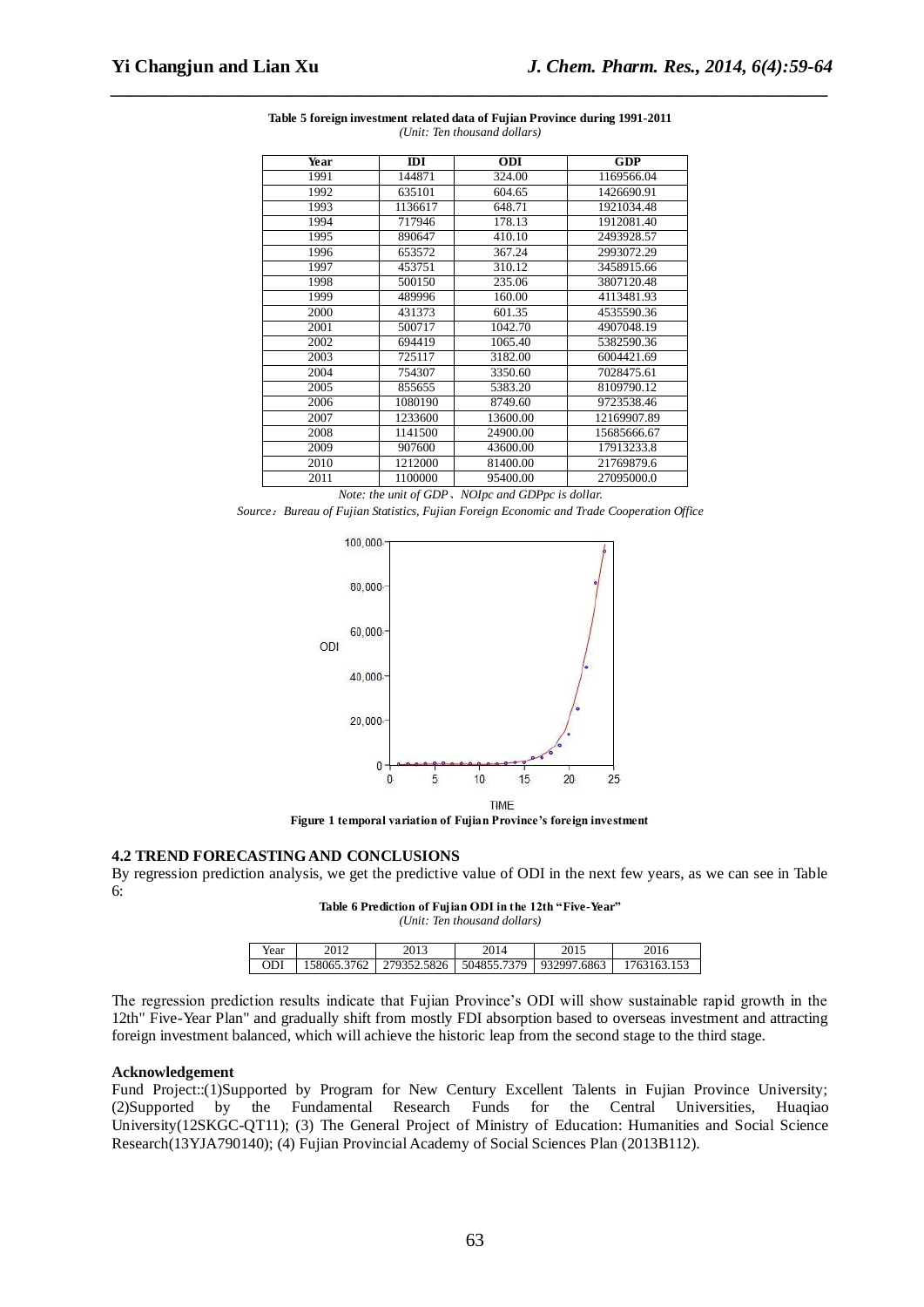**Table 5 foreign investment related data of Fujian Province during 1991-2011**

*(Unit: Ten thousand dollars)*

| Year | IDI | ODI | GDP |
|---|---|---|---|
| 1991 | 144871 | 324.00 | 1169566.04 |
| 1992 | 635101 | 604.65 | 1426690.91 |
| 1993 | 1136617 | 648.71 | 1921034.48 |
| 1994 | 717946 | 178.13 | 1912081.40 |
| 1995 | 890647 | 410.10 | 2493928.57 |
| 1996 | 653572 | 367.24 | 2993072.29 |
| 1997 | 453751 | 310.12 | 3458915.66 |
| 1998 | 500150 | 235.06 | 3807120.48 |
| 1999 | 489996 | 160.00 | 4113481.93 |
| 2000 | 431373 | 601.35 | 4535590.36 |
| 2001 | 500717 | 1042.70 | 4907048.19 |
| 2002 | 694419 | 1065.40 | 5382590.36 |
| 2003 | 725117 | 3182.00 | 6004421.69 |
| 2004 | 754307 | 3350.60 | 7028475.61 |
| 2005 | 855655 | 5383.20 | 8109790.12 |
| 2006 | 1080190 | 8749.60 | 9723538.46 |
| 2007 | 1233600 | 13600.00 | 12169907.89 |
| 2008 | 1141500 | 24900.00 | 15685666.67 |
| 2009 | 907600 | 43600.00 | 17913233.8 |
| 2010 | 1212000 | 81400.00 | 21769879.6 |
| 2011 | 1100000 | 95400.00 | 27095000.0 |

*Note: the unit of GDP、NOIpc and GDPpc is dollar.*

*Source：Bureau of Fujian Statistics, Fujian Foreign Economic and Trade Cooperation Office*

**Figure 1 temporal variation of Fujian Province's foreign investment**

### 4.2 TREND FORECASTING AND CONCLUSIONS

By regression prediction analysis, we get the predictive value of ODI in the next few years, as we can see in Table 6:

**Table 6 Prediction of Fujian ODI in the 12th "Five-Year"**

*(Unit: Ten thousand dollars)*

| Year | 2012 | 2013 | 2014 | 2015 | 2016 |
|---|---|---|---|---|---|
| ODI | 158065.3762 | 279352.5826 | 504855.7379 | 932997.6863 | 1763163.153 |

The regression prediction results indicate that Fujian Province's ODI will show sustainable rapid growth in the 12th" Five-Year Plan" and gradually shift from mostly FDI absorption based to overseas investment and attracting foreign investment balanced, which will achieve the historic leap from the second stage to the third stage.

**Acknowledgement**

Fund Project::(1)Supported by Program for New Century Excellent Talents in Fujian Province University; (2)Supported by the Fundamental Research Funds for the Central Universities, Huaqiao University(12SKGC-QT11); (3) The General Project of Ministry of Education: Humanities and Social Science Research(13YJA790140); (4) Fujian Provincial Academy of Social Sciences Plan (2013B112).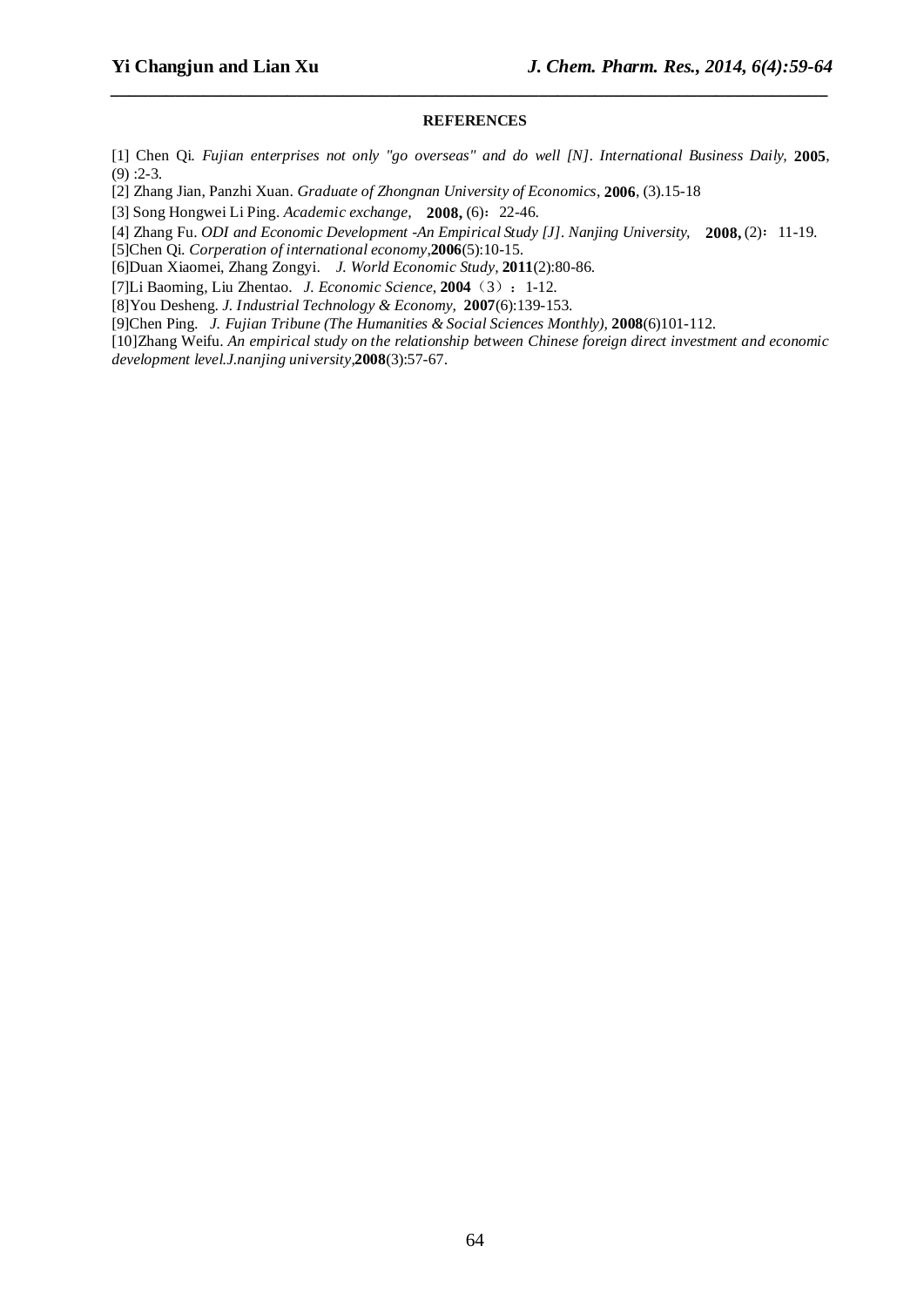**REFERENCES**

[1] Chen Qi. *Fujian enterprises not only "go overseas" and do well [N]. International Business Daily,* **2005**, (9) :2-3.

[2] Zhang Jian, Panzhi Xuan. *Graduate of Zhongnan University of Economics*, **2006**, (3).15-18

[3] Song Hongwei Li Ping. *Academic exchange,* **2008,** (6)：22-46.

[4] Zhang Fu. *ODI and Economic Development -An Empirical Study [J]. Nanjing University,* **2008,** (2)：11-19.

[5]Chen Qi. *Corperation of international economy*,**2006**(5):10-15.

[6]Duan Xiaomei, Zhang Zongyi. *J. World Economic Study,* **2011**(2):80-86.

[7]Li Baoming, Liu Zhentao. *J. Economic Science,* **2004**（3）：1-12.

[8]You Desheng. *J. Industrial Technology & Economy,* **2007**(6):139-153.

[9]Chen Ping. *J. Fujian Tribune (The Humanities & Social Sciences Monthly),* **2008**(6)101-112.

[10]Zhang Weifu. *An empirical study on the relationship between Chinese foreign direct investment and economic development level.J.nanjing university,***2008**(3):57-67.